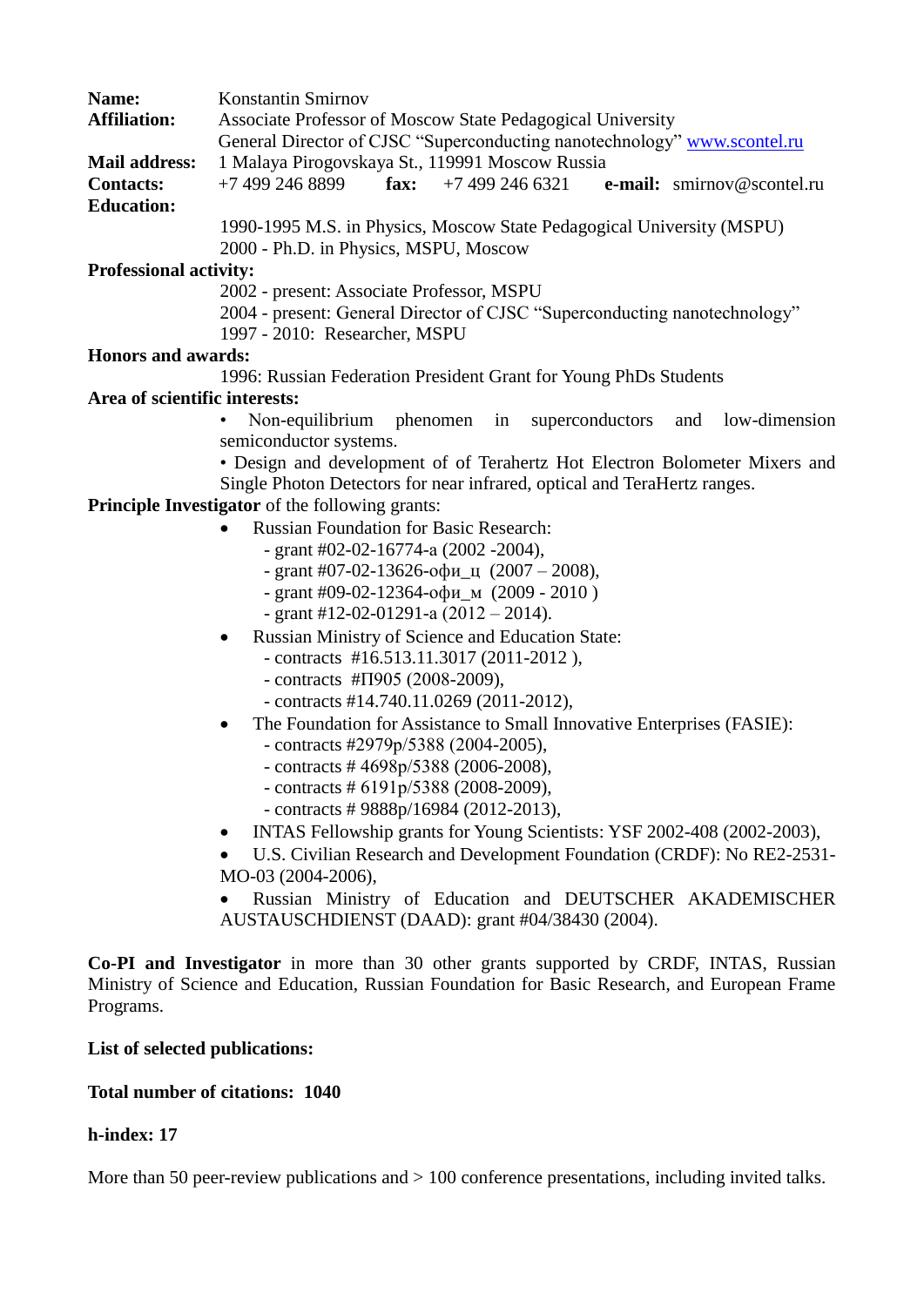**Name:** Konstantin Smirnov

**Affiliation:** Associate Professor of Moscow State Pedagogical University
General Director of CJSC "Superconducting nanotechnology" www.scontel.ru

**Mail address:** 1 Malaya Pirogovskaya St., 119991 Moscow Russia

**Contacts:** +7 499 246 8899 **fax:** +7 499 246 6321 **e-mail:** smirnov@scontel.ru

**Education:**

1990-1995 M.S. in Physics, Moscow State Pedagogical University (MSPU)
2000 - Ph.D. in Physics, MSPU, Moscow

**Professional activity:**

2002 - present: Associate Professor, MSPU
2004 - present: General Director of CJSC "Superconducting nanotechnology"
1997 - 2010: Researcher, MSPU

**Honors and awards:**

1996: Russian Federation President Grant for Young PhDs Students

**Area of scientific interests:**

- Non-equilibrium phenomen in superconductors and low-dimension semiconductor systems.
- Design and development of of Terahertz Hot Electron Bolometer Mixers and Single Photon Detectors for near infrared, optical and TeraHertz ranges.

**Principle Investigator** of the following grants:

- Russian Foundation for Basic Research:
  - grant #02-02-16774-а (2002 -2004),
  - grant #07-02-13626-офи_ц (2007 – 2008),
  - grant #09-02-12364-офи_м (2009 - 2010 )
  - grant #12-02-01291-а (2012 – 2014).
- Russian Ministry of Science and Education State:
  - contracts #16.513.11.3017 (2011-2012 ),
  - contracts #П905 (2008-2009),
  - contracts #14.740.11.0269 (2011-2012),
- The Foundation for Assistance to Small Innovative Enterprises (FASIE):
  - contracts #2979р/5388 (2004-2005),
  - contracts # 4698р/5388 (2006-2008),
  - contracts # 6191р/5388 (2008-2009),
  - contracts # 9888р/16984 (2012-2013),
- INTAS Fellowship grants for Young Scientists: YSF 2002-408 (2002-2003),
- U.S. Civilian Research and Development Foundation (CRDF): No RE2-2531-MO-03 (2004-2006),
- Russian Ministry of Education and DEUTSCHER AKADEMISCHER AUSTAUSCHDIENST (DAAD): grant #04/38430 (2004).

**Co-PI and Investigator** in more than 30 other grants supported by CRDF, INTAS, Russian Ministry of Science and Education, Russian Foundation for Basic Research, and European Frame Programs.

**List of selected publications:**

**Total number of citations: 1040**

**h-index: 17**

More than 50 peer-review publications and > 100 conference presentations, including invited talks.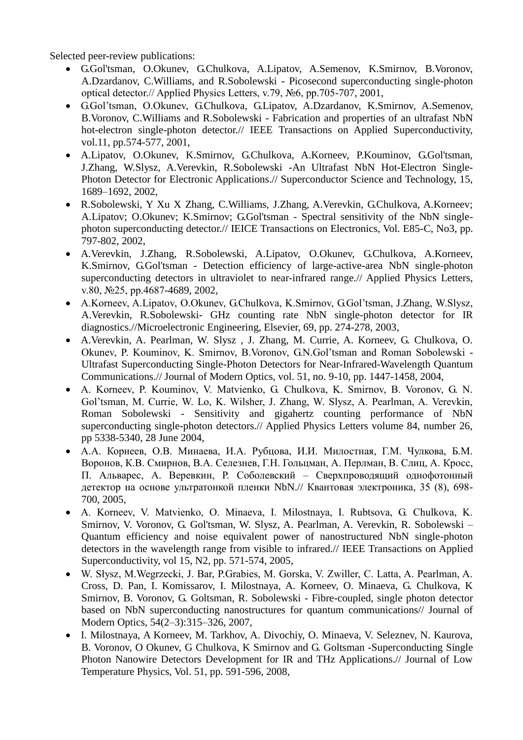Selected peer-review publications:

- G.Gol'tsman, O.Okunev, G.Chulkova, A.Lipatov, A.Semenov, K.Smirnov, B.Voronov, A.Dzardanov, C.Williams, and R.Sobolewski - Picosecond superconducting single-photon optical detector.// Applied Physics Letters, v.79, №6, pp.705-707, 2001,
- G.Gol'tsman, O.Okunev, G.Chulkova, G.Lipatov, A.Dzardanov, K.Smirnov, A.Semenov, B.Voronov, C.Williams and R.Sobolewski - Fabrication and properties of an ultrafast NbN hot-electron single-photon detector.// IEEE Transactions on Applied Superconductivity, vol.11, pp.574-577, 2001,
- A.Lipatov, O.Okunev, K.Smirnov, G.Chulkova, A.Korneev, P.Kouminov, G.Gol'tsman, J.Zhang, W.Slysz, A.Verevkin, R.Sobolewski -An Ultrafast NbN Hot-Electron Single-Photon Detector for Electronic Applications.// Superconductor Science and Technology, 15, 1689–1692, 2002,
- R.Sobolewski, Y Xu X Zhang, C.Williams, J.Zhang, A.Verevkin, G.Chulkova, A.Korneev; A.Lipatov; O.Okunev; K.Smirnov; G.Gol'tsman - Spectral sensitivity of the NbN single-photon superconducting detector.// IEICE Transactions on Electronics, Vol. E85-C, No3, pp. 797-802, 2002,
- A.Verevkin, J.Zhang, R.Sobolewski, A.Lipatov, O.Okunev, G.Chulkova, A.Korneev, K.Smirnov, G.Gol'tsman - Detection efficiency of large-active-area NbN single-photon superconducting detectors in ultraviolet to near-infrared range.// Applied Physics Letters, v.80, №25, pp.4687-4689, 2002,
- A.Korneev, A.Lipatov, O.Okunev, G.Chulkova, K.Smirnov, G.Gol'tsman, J.Zhang, W.Slysz, A.Verevkin, R.Sobolewski- GHz counting rate NbN single-photon detector for IR diagnostics.//Microelectronic Engineering, Elsevier, 69, pp. 274-278, 2003,
- A.Verevkin, A. Pearlman, W. Slysz , J. Zhang, M. Currie, A. Korneev, G. Chulkova, O. Okunev, P. Kouminov, K. Smirnov, B.Voronov, G.N.Gol'tsman and Roman Sobolewski - Ultrafast Superconducting Single-Photon Detectors for Near-Infrared-Wavelength Quantum Communications.// Journal of Modern Optics, vol. 51, no. 9-10, pp. 1447-1458, 2004,
- A. Korneev, P. Kouminov, V. Matvienko, G. Chulkova, K. Smirnov, B. Voronov, G. N. Gol'tsman, M. Currie, W. Lo, K. Wilsher, J. Zhang, W. Slysz, A. Pearlman, A. Verevkin, Roman Sobolewski - Sensitivity and gigahertz counting performance of NbN superconducting single-photon detectors.// Applied Physics Letters volume 84, number 26, pp 5338-5340, 28 June 2004,
- А.А. Корнеев, О.В. Минаева, И.А. Рубцова, И.И. Милостная, Г.М. Чулкова, Б.М. Воронов, К.В. Смирнов, В.А. Селезнев, Г.Н. Гольцман, А. Перлман, В. Слиц, А. Кросс, П. Альварес, А. Веревкин, Р. Соболевский – Сверхпроводящий однофотонный детектор на основе ультратонкой пленки NbN.// Квантовая электроника, 35 (8), 698-700, 2005,
- A. Korneev, V. Matvienko, O. Minaeva, I. Milostnaya, I. Rubtsova, G. Chulkova, K. Smirnov, V. Voronov, G. Gol'tsman, W. Slysz, A. Pearlman, A. Verevkin, R. Sobolewski – Quantum efficiency and noise equivalent power of nanostructured NbN single-photon detectors in the wavelength range from visible to infrared.// IEEE Transactions on Applied Superconductivity, vol 15, N2, pp. 571-574, 2005,
- W. Słysz, M.Wegrzecki, J. Bar, P.Grabies, M. Gorska, V. Zwiller, C. Latta, A. Pearlman, A. Cross, D. Pan, I. Komissarov, I. Milostnaya, A. Korneev, O. Minaeva, G. Chulkova, K Smirnov, B. Voronov, G. Goltsman, R. Sobolewski - Fibre-coupled, single photon detector based on NbN superconducting nanostructures for quantum communications// Journal of Modern Optics, 54(2–3):315–326, 2007,
- I. Milostnaya, A Korneev, M. Tarkhov, A. Divochiy, O. Minaeva, V. Seleznev, N. Kaurova, B. Voronov, O Okunev, G Chulkova, K Smirnov and G. Goltsman -Superconducting Single Photon Nanowire Detectors Development for IR and THz Applications.// Journal of Low Temperature Physics, Vol. 51, pp. 591-596, 2008,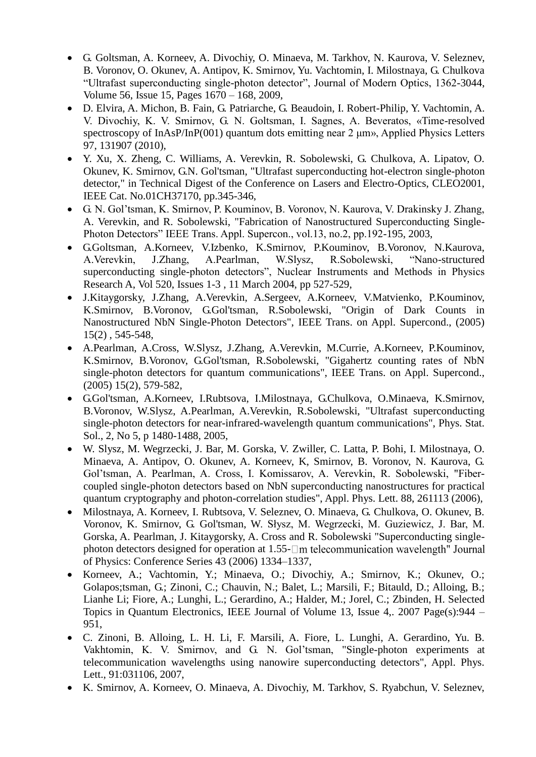- G. Goltsman, A. Korneev, A. Divochiy, O. Minaeva, M. Tarkhov, N. Kaurova, V. Seleznev, B. Voronov, O. Okunev, A. Antipov, K. Smirnov, Yu. Vachtomin, I. Milostnaya, G. Chulkova "Ultrafast superconducting single-photon detector", Journal of Modern Optics, 1362-3044, Volume 56, Issue 15, Pages 1670 – 168, 2009,
- D. Elvira, A. Michon, B. Fain, G. Patriarche, G. Beaudoin, I. Robert-Philip, Y. Vachtomin, A. V. Divochiy, K. V. Smirnov, G. N. Goltsman, I. Sagnes, A. Beveratos, «Time-resolved spectroscopy of InAsP/InP(001) quantum dots emitting near 2 μm», Applied Physics Letters 97, 131907 (2010),
- Y. Xu, X. Zheng, C. Williams, A. Verevkin, R. Sobolewski, G. Chulkova, A. Lipatov, O. Okunev, K. Smirnov, G.N. Gol'tsman, "Ultrafast superconducting hot-electron single-photon detector," in Technical Digest of the Conference on Lasers and Electro-Optics, CLEO2001, IEEE Cat. No.01CH37170, pp.345-346,
- G. N. Gol'tsman, K. Smirnov, P. Kouminov, B. Voronov, N. Kaurova, V. Drakinsky J. Zhang, A. Verevkin, and R. Sobolewski, "Fabrication of Nanostructured Superconducting Single-Photon Detectors" IEEE Trans. Appl. Supercon., vol.13, no.2, pp.192-195, 2003,
- G.Goltsman, A.Korneev, V.Izbenko, K.Smirnov, P.Kouminov, B.Voronov, N.Kaurova, A.Verevkin, J.Zhang, A.Pearlman, W.Slysz, R.Sobolewski, "Nano-structured superconducting single-photon detectors", Nuclear Instruments and Methods in Physics Research A, Vol 520, Issues 1-3 , 11 March 2004, pp 527-529,
- J.Kitaygorsky, J.Zhang, A.Verevkin, A.Sergeev, A.Korneev, V.Matvienko, P.Kouminov, K.Smirnov, B.Voronov, G.Gol'tsman, R.Sobolewski, "Origin of Dark Counts in Nanostructured NbN Single-Photon Detectors", IEEE Trans. on Appl. Supercond., (2005) 15(2) , 545-548,
- A.Pearlman, A.Cross, W.Slysz, J.Zhang, A.Verevkin, M.Currie, A.Korneev, P.Kouminov, K.Smirnov, B.Voronov, G.Gol'tsman, R.Sobolewski, "Gigahertz counting rates of NbN single-photon detectors for quantum communications", IEEE Trans. on Appl. Supercond., (2005) 15(2), 579-582,
- G.Gol'tsman, A.Korneev, I.Rubtsova, I.Milostnaya, G.Chulkova, O.Minaeva, K.Smirnov, B.Voronov, W.Slysz, A.Pearlman, A.Verevkin, R.Sobolewski, "Ultrafast superconducting single-photon detectors for near-infrared-wavelength quantum communications", Phys. Stat. Sol., 2, No 5, p 1480-1488, 2005,
- W. Slysz, M. Wegrzecki, J. Bar, M. Gorska, V. Zwiller, C. Latta, P. Bohi, I. Milostnaya, O. Minaeva, A. Antipov, O. Okunev, A. Korneev, K, Smirnov, B. Voronov, N. Kaurova, G. Gol'tsman, A. Pearlman, A. Cross, I. Komissarov, A. Verevkin, R. Sobolewski, "Fiber-coupled single-photon detectors based on NbN superconducting nanostructures for practical quantum cryptography and photon-correlation studies", Appl. Phys. Lett. 88, 261113 (2006),
- Milostnaya, A. Korneev, I. Rubtsova, V. Seleznev, O. Minaeva, G. Chulkova, O. Okunev, B. Voronov, K. Smirnov, G. Gol'tsman, W. Słysz, M. Wegrzecki, M. Guziewicz, J. Bar, M. Gorska, A. Pearlman, J. Kitaygorsky, A. Cross and R. Sobolewski "Superconducting single-photon detectors designed for operation at 1.55-□m telecommunication wavelength" Journal of Physics: Conference Series 43 (2006) 1334–1337,
- Korneev, A.; Vachtomin, Y.; Minaeva, O.; Divochiy, A.; Smirnov, K.; Okunev, O.; Golapos;tsman, G.; Zinoni, C.; Chauvin, N.; Balet, L.; Marsili, F.; Bitauld, D.; Alloing, B.; Lianhe Li; Fiore, A.; Lunghi, L.; Gerardino, A.; Halder, M.; Jorel, C.; Zbinden, H. Selected Topics in Quantum Electronics, IEEE Journal of Volume 13, Issue 4,. 2007 Page(s):944 – 951,
- C. Zinoni, B. Alloing, L. H. Li, F. Marsili, A. Fiore, L. Lunghi, A. Gerardino, Yu. B. Vakhtomin, K. V. Smirnov, and G. N. Gol'tsman, "Single-photon experiments at telecommunication wavelengths using nanowire superconducting detectors", Appl. Phys. Lett., 91:031106, 2007,
- K. Smirnov, A. Korneev, O. Minaeva, A. Divochiy, M. Tarkhov, S. Ryabchun, V. Seleznev,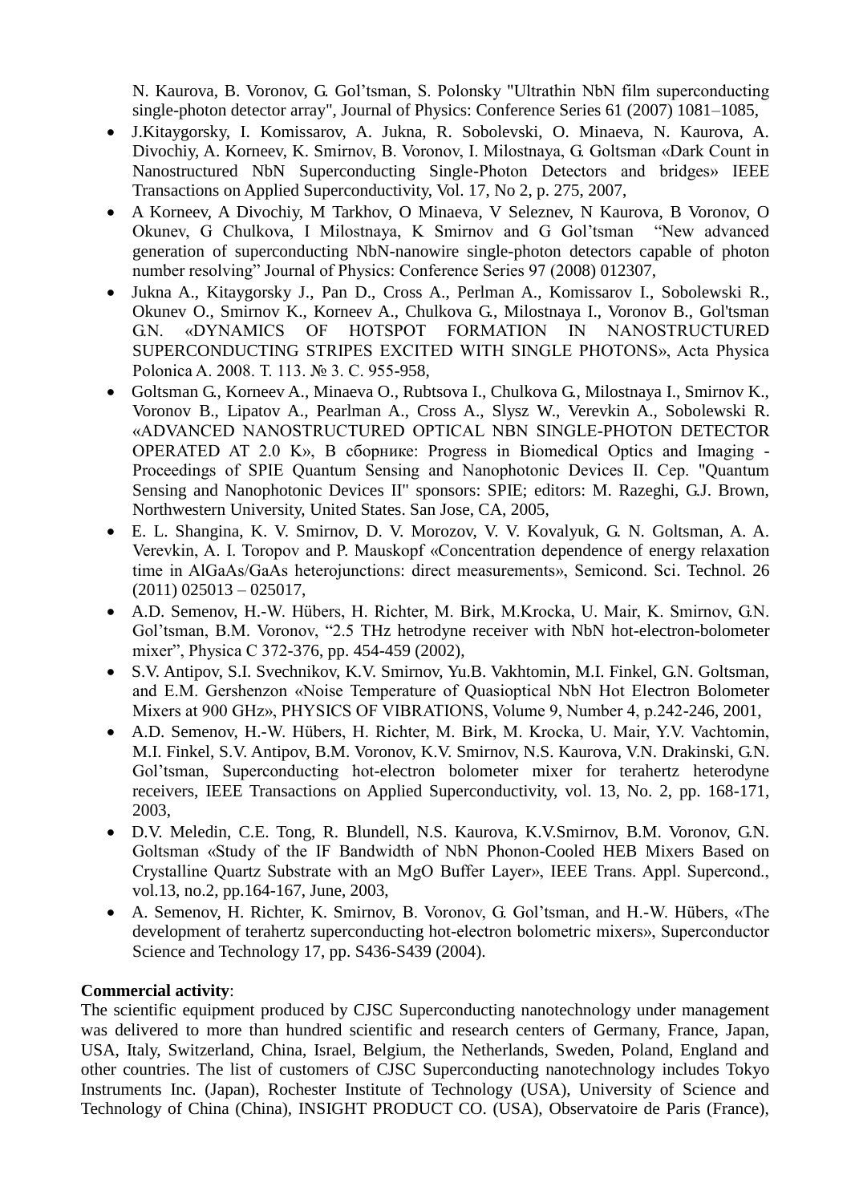N. Kaurova, B. Voronov, G. Gol'tsman, S. Polonsky "Ultrathin NbN film superconducting single-photon detector array", Journal of Physics: Conference Series 61 (2007) 1081–1085,

- J.Kitaygorsky, I. Komissarov, A. Jukna, R. Sobolevski, O. Minaeva, N. Kaurova, A. Divochiy, A. Korneev, K. Smirnov, B. Voronov, I. Milostnaya, G. Goltsman «Dark Count in Nanostructured NbN Superconducting Single-Photon Detectors and bridges» IEEE Transactions on Applied Superconductivity, Vol. 17, No 2, p. 275, 2007,
- A Korneev, A Divochiy, M Tarkhov, O Minaeva, V Seleznev, N Kaurova, B Voronov, O Okunev, G Chulkova, I Milostnaya, K Smirnov and G Gol'tsman "New advanced generation of superconducting NbN-nanowire single-photon detectors capable of photon number resolving" Journal of Physics: Conference Series 97 (2008) 012307,
- Jukna A., Kitaygorsky J., Pan D., Cross A., Perlman A., Komissarov I., Sobolewski R., Okunev O., Smirnov K., Korneev A., Chulkova G., Milostnaya I., Voronov B., Gol'tsman G.N. «DYNAMICS OF HOTSPOT FORMATION IN NANOSTRUCTURED SUPERCONDUCTING STRIPES EXCITED WITH SINGLE PHOTONS», Acta Physica Polonica A. 2008. Т. 113. № 3. С. 955-958,
- Goltsman G., Korneev A., Minaeva O., Rubtsova I., Chulkova G., Milostnaya I., Smirnov K., Voronov B., Lipatov A., Pearlman A., Cross A., Slysz W., Verevkin A., Sobolewski R. «ADVANCED NANOSTRUCTURED OPTICAL NBN SINGLE-PHOTON DETECTOR OPERATED AT 2.0 K», В сборнике: Progress in Biomedical Optics and Imaging - Proceedings of SPIE Quantum Sensing and Nanophotonic Devices II. Сер. "Quantum Sensing and Nanophotonic Devices II" sponsors: SPIE; editors: M. Razeghi, G.J. Brown, Northwestern University, United States. San Jose, CA, 2005,
- E. L. Shangina, K. V. Smirnov, D. V. Morozov, V. V. Kovalyuk, G. N. Goltsman, A. A. Verevkin, A. I. Toropov and P. Mauskopf «Concentration dependence of energy relaxation time in AlGaAs/GaAs heterojunctions: direct measurements», Semicond. Sci. Technol. 26 (2011) 025013 – 025017,
- A.D. Semenov, H.-W. Hübers, H. Richter, M. Birk, M.Krocka, U. Mair, K. Smirnov, G.N. Gol'tsman, B.M. Voronov, "2.5 THz hetrodyne receiver with NbN hot-electron-bolometer mixer", Physica C 372-376, pp. 454-459 (2002),
- S.V. Antipov, S.I. Svechnikov, K.V. Smirnov, Yu.B. Vakhtomin, M.I. Finkel, G.N. Goltsman, and E.M. Gershenzon «Noise Temperature of Quasioptical NbN Hot Electron Bolometer Mixers at 900 GHz», PHYSICS OF VIBRATIONS, Volume 9, Number 4, p.242-246, 2001,
- A.D. Semenov, H.-W. Hübers, H. Richter, M. Birk, M. Krocka, U. Mair, Y.V. Vachtomin, M.I. Finkel, S.V. Antipov, B.M. Voronov, K.V. Smirnov, N.S. Kaurova, V.N. Drakinski, G.N. Gol'tsman, Superconducting hot-electron bolometer mixer for terahertz heterodyne receivers, IEEE Transactions on Applied Superconductivity, vol. 13, No. 2, pp. 168-171, 2003,
- D.V. Meledin, C.E. Tong, R. Blundell, N.S. Kaurova, K.V.Smirnov, B.M. Voronov, G.N. Goltsman «Study of the IF Bandwidth of NbN Phonon-Cooled HEB Mixers Based on Crystalline Quartz Substrate with an MgO Buffer Layer», IEEE Trans. Appl. Supercond., vol.13, no.2, pp.164-167, June, 2003,
- A. Semenov, H. Richter, K. Smirnov, B. Voronov, G. Gol'tsman, and H.-W. Hübers, «The development of terahertz superconducting hot-electron bolometric mixers», Superconductor Science and Technology 17, pp. S436-S439 (2004).

**Commercial activity**:
The scientific equipment produced by CJSC Superconducting nanotechnology under management was delivered to more than hundred scientific and research centers of Germany, France, Japan, USA, Italy, Switzerland, China, Israel, Belgium, the Netherlands, Sweden, Poland, England and other countries. The list of customers of CJSC Superconducting nanotechnology includes Tokyo Instruments Inc. (Japan), Rochester Institute of Technology (USA), University of Science and Technology of China (China), INSIGHT PRODUCT CO. (USA), Observatoire de Paris (France),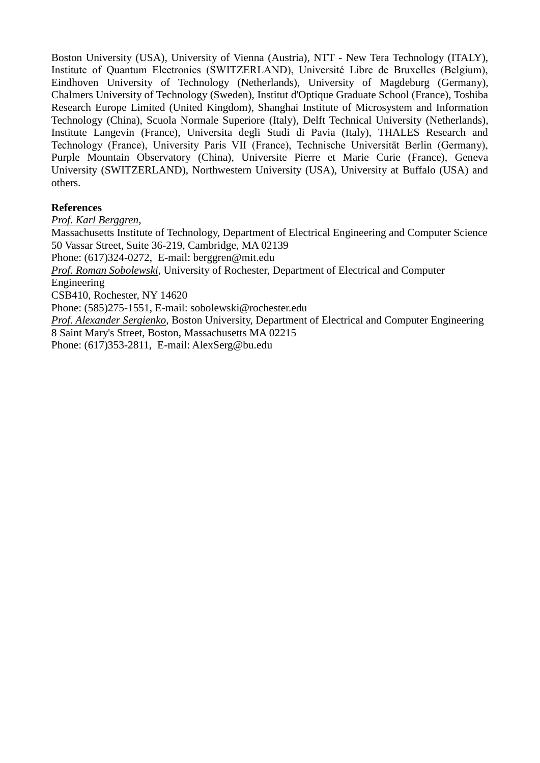Boston University (USA), University of Vienna (Austria), NTT - New Tera Technology (ITALY), Institute of Quantum Electronics (SWITZERLAND), Université Libre de Bruxelles (Belgium), Eindhoven University of Technology (Netherlands), University of Magdeburg (Germany), Chalmers University of Technology (Sweden), Institut d'Optique Graduate School (France), Toshiba Research Europe Limited (United Kingdom), Shanghai Institute of Microsystem and Information Technology (China), Scuola Normale Superiore (Italy), Delft Technical University (Netherlands), Institute Langevin (France), Universita degli Studi di Pavia (Italy), THALES Research and Technology (France), University Paris VII (France), Technische Universität Berlin (Germany), Purple Mountain Observatory (China), Universite Pierre et Marie Curie (France), Geneva University (SWITZERLAND), Northwestern University (USA), University at Buffalo (USA) and others.

**References**

*Prof. Karl Berggren*,
Massachusetts Institute of Technology, Department of Electrical Engineering and Computer Science
50 Vassar Street, Suite 36-219, Cambridge, MA 02139
Phone: (617)324-0272, E-mail: berggren@mit.edu

*Prof. Roman Sobolewski*, University of Rochester, Department of Electrical and Computer Engineering
CSB410, Rochester, NY 14620
Phone: (585)275-1551, E-mail: sobolewski@rochester.edu

*Prof. Alexander Sergienko*, Boston University, Department of Electrical and Computer Engineering
8 Saint Mary's Street, Boston, Massachusetts MA 02215
Phone: (617)353-2811, E-mail: AlexSerg@bu.edu